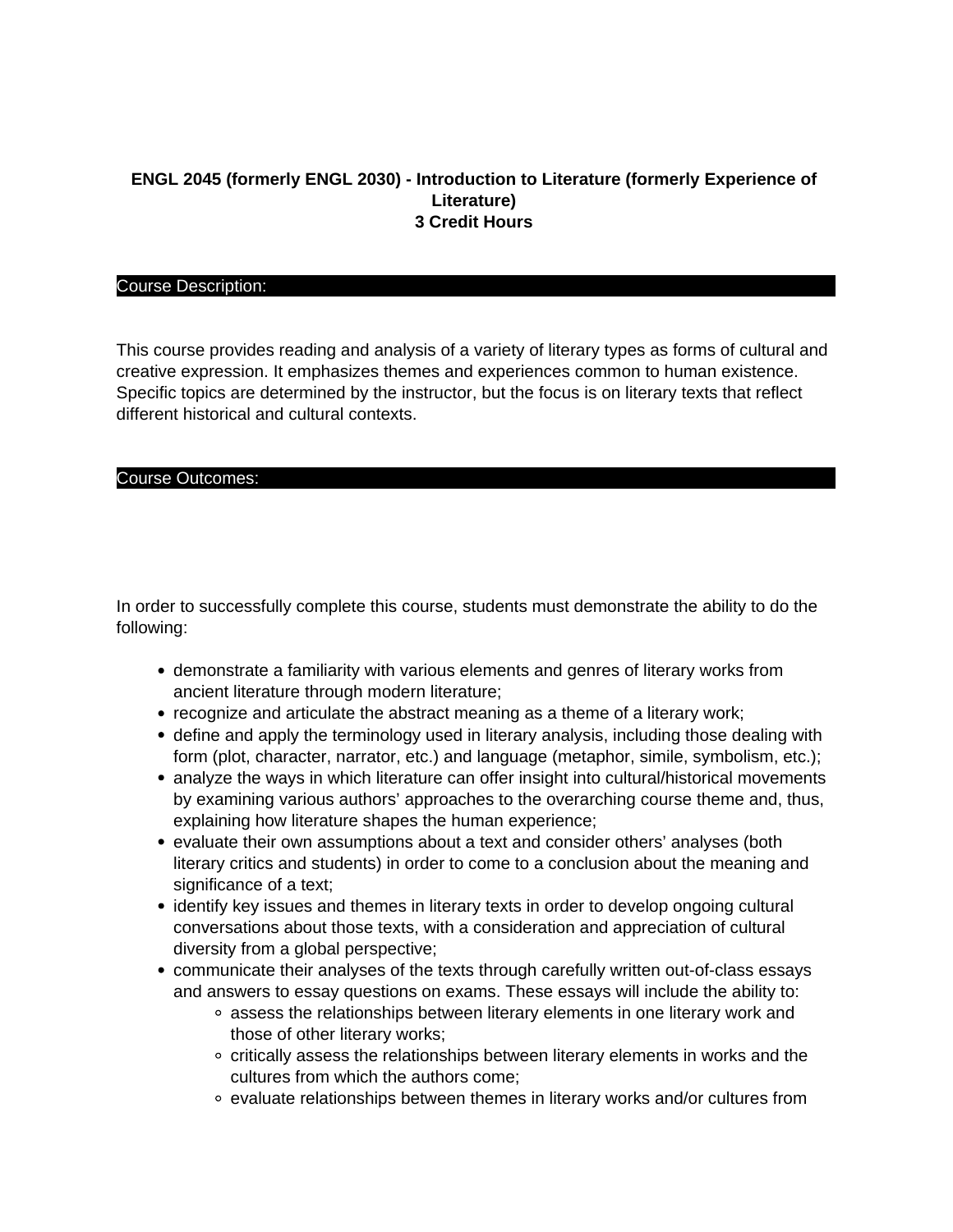**ENGL 2045 (formerly ENGL 2030) - Introduction to Literature (formerly Experience of Literature)**
**3 Credit Hours**

## Course Description:

This course provides reading and analysis of a variety of literary types as forms of cultural and creative expression. It emphasizes themes and experiences common to human existence. Specific topics are determined by the instructor, but the focus is on literary texts that reflect different historical and cultural contexts.

## Course Outcomes:

In order to successfully complete this course, students must demonstrate the ability to do the following:

- demonstrate a familiarity with various elements and genres of literary works from ancient literature through modern literature;
- recognize and articulate the abstract meaning as a theme of a literary work;
- define and apply the terminology used in literary analysis, including those dealing with form (plot, character, narrator, etc.) and language (metaphor, simile, symbolism, etc.);
- analyze the ways in which literature can offer insight into cultural/historical movements by examining various authors' approaches to the overarching course theme and, thus, explaining how literature shapes the human experience;
- evaluate their own assumptions about a text and consider others' analyses (both literary critics and students) in order to come to a conclusion about the meaning and significance of a text;
- identify key issues and themes in literary texts in order to develop ongoing cultural conversations about those texts, with a consideration and appreciation of cultural diversity from a global perspective;
- communicate their analyses of the texts through carefully written out-of-class essays and answers to essay questions on exams. These essays will include the ability to:
    - assess the relationships between literary elements in one literary work and those of other literary works;
    - critically assess the relationships between literary elements in works and the cultures from which the authors come;
    - evaluate relationships between themes in literary works and/or cultures from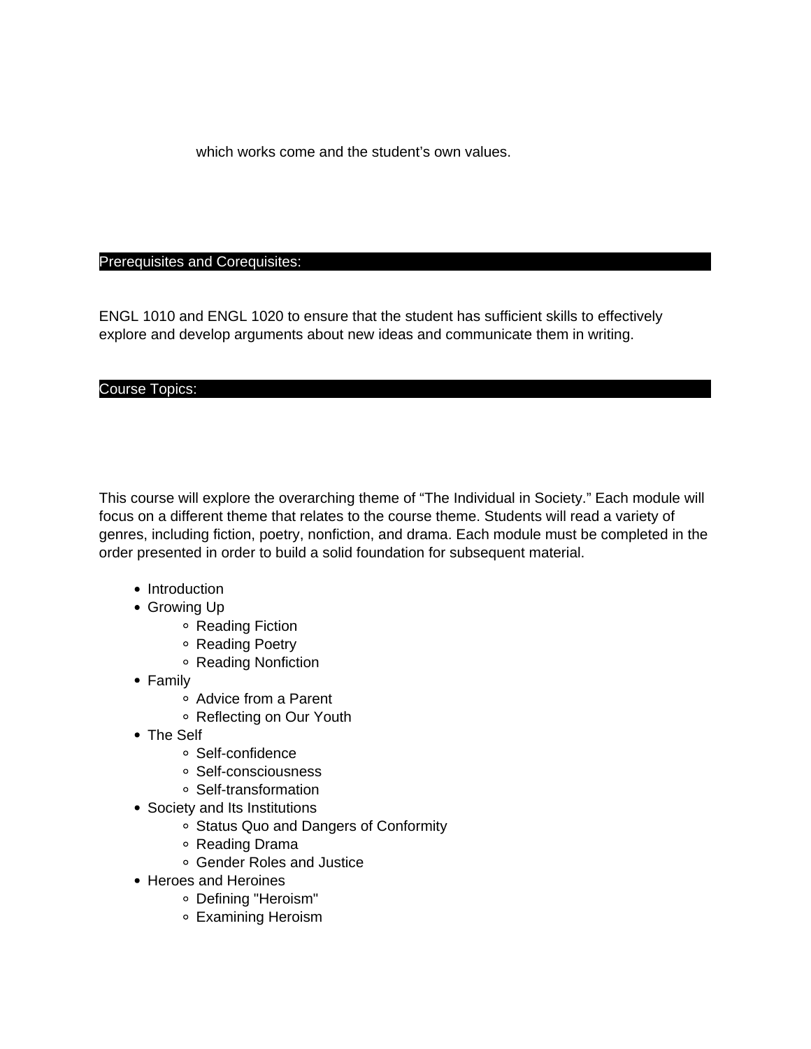which works come and the student's own values.

## Prerequisites and Corequisites:

ENGL 1010 and ENGL 1020 to ensure that the student has sufficient skills to effectively explore and develop arguments about new ideas and communicate them in writing.

## Course Topics:

This course will explore the overarching theme of "The Individual in Society." Each module will focus on a different theme that relates to the course theme. Students will read a variety of genres, including fiction, poetry, nonfiction, and drama. Each module must be completed in the order presented in order to build a solid foundation for subsequent material.

- Introduction
- Growing Up
  - Reading Fiction
  - Reading Poetry
  - Reading Nonfiction
- Family
  - Advice from a Parent
  - Reflecting on Our Youth
- The Self
  - Self-confidence
  - Self-consciousness
  - Self-transformation
- Society and Its Institutions
  - Status Quo and Dangers of Conformity
  - Reading Drama
  - Gender Roles and Justice
- Heroes and Heroines
  - Defining "Heroism"
  - Examining Heroism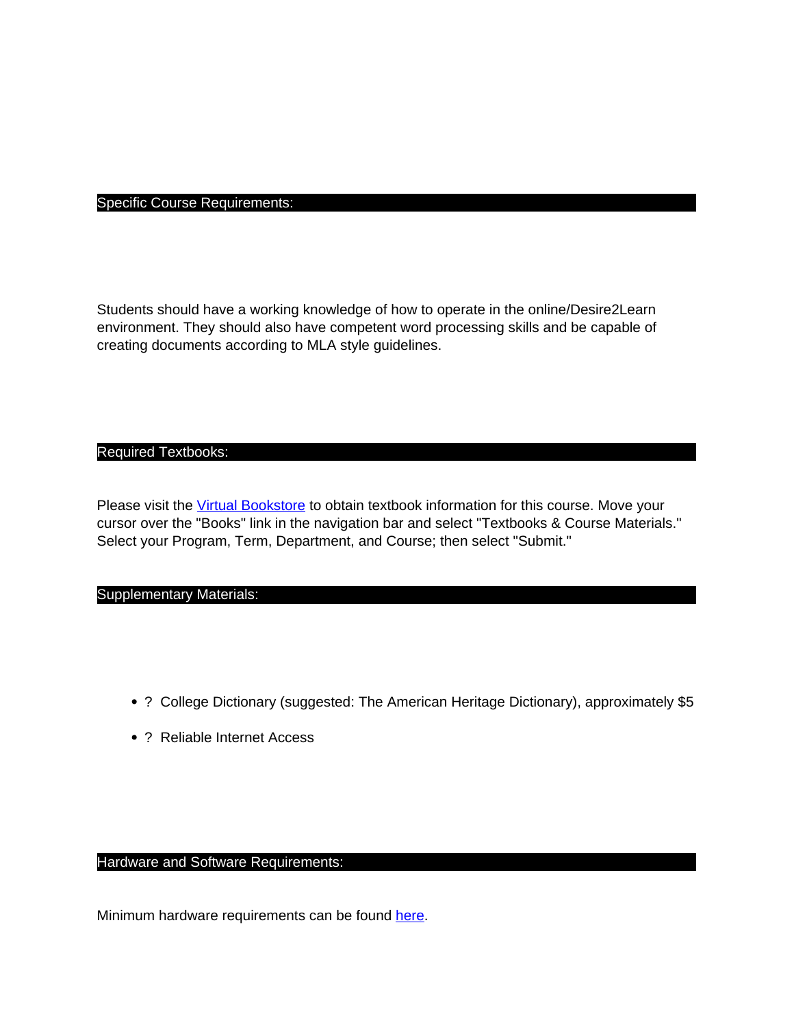## Specific Course Requirements:

Students should have a working knowledge of how to operate in the online/Desire2Learn environment. They should also have competent word processing skills and be capable of creating documents according to MLA style guidelines.

## Required Textbooks:

Please visit the Virtual Bookstore to obtain textbook information for this course. Move your cursor over the "Books" link in the navigation bar and select "Textbooks & Course Materials." Select your Program, Term, Department, and Course; then select "Submit."

## Supplementary Materials:

- ? College Dictionary (suggested: The American Heritage Dictionary), approximately $5
- ? Reliable Internet Access

## Hardware and Software Requirements:

Minimum hardware requirements can be found here.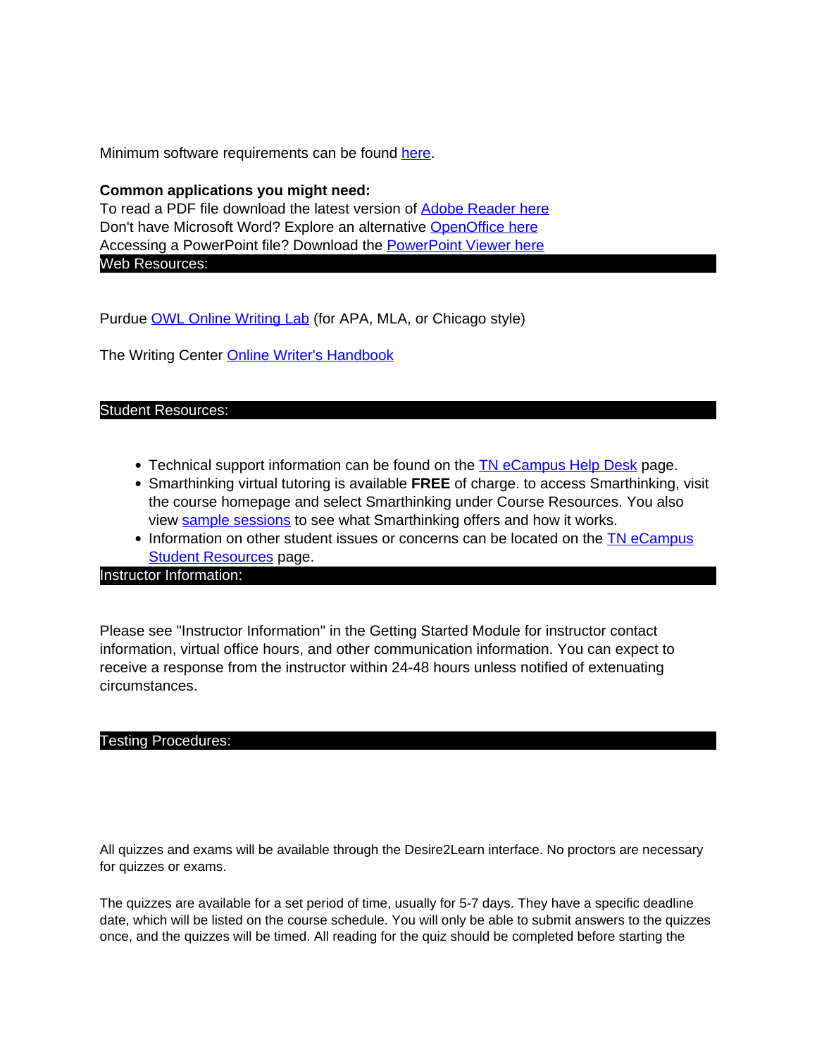Minimum software requirements can be found here.

**Common applications you might need:**
To read a PDF file download the latest version of Adobe Reader here
Don't have Microsoft Word? Explore an alternative OpenOffice here
Accessing a PowerPoint file? Download the PowerPoint Viewer here

## Web Resources:

Purdue OWL Online Writing Lab (for APA, MLA, or Chicago style)

The Writing Center Online Writer's Handbook

## Student Resources:

- Technical support information can be found on the TN eCampus Help Desk page.
- Smarthinking virtual tutoring is available **FREE** of charge. to access Smarthinking, visit the course homepage and select Smarthinking under Course Resources. You also view sample sessions to see what Smarthinking offers and how it works.
- Information on other student issues or concerns can be located on the TN eCampus Student Resources page.

## Instructor Information:

Please see "Instructor Information" in the Getting Started Module for instructor contact information, virtual office hours, and other communication information. You can expect to receive a response from the instructor within 24-48 hours unless notified of extenuating circumstances.

## Testing Procedures:

All quizzes and exams will be available through the Desire2Learn interface. No proctors are necessary for quizzes or exams.

The quizzes are available for a set period of time, usually for 5-7 days. They have a specific deadline date, which will be listed on the course schedule. You will only be able to submit answers to the quizzes once, and the quizzes will be timed. All reading for the quiz should be completed before starting the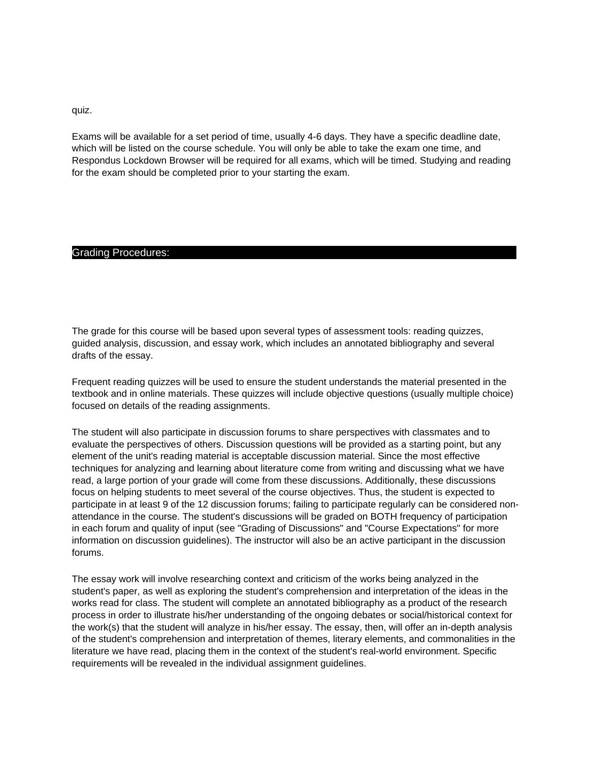quiz.

Exams will be available for a set period of time, usually 4-6 days. They have a specific deadline date, which will be listed on the course schedule. You will only be able to take the exam one time, and Respondus Lockdown Browser will be required for all exams, which will be timed. Studying and reading for the exam should be completed prior to your starting the exam.

## Grading Procedures:

The grade for this course will be based upon several types of assessment tools: reading quizzes, guided analysis, discussion, and essay work, which includes an annotated bibliography and several drafts of the essay.

Frequent reading quizzes will be used to ensure the student understands the material presented in the textbook and in online materials. These quizzes will include objective questions (usually multiple choice) focused on details of the reading assignments.

The student will also participate in discussion forums to share perspectives with classmates and to evaluate the perspectives of others. Discussion questions will be provided as a starting point, but any element of the unit's reading material is acceptable discussion material. Since the most effective techniques for analyzing and learning about literature come from writing and discussing what we have read, a large portion of your grade will come from these discussions. Additionally, these discussions focus on helping students to meet several of the course objectives. Thus, the student is expected to participate in at least 9 of the 12 discussion forums; failing to participate regularly can be considered non-attendance in the course. The student's discussions will be graded on BOTH frequency of participation in each forum and quality of input (see "Grading of Discussions" and "Course Expectations" for more information on discussion guidelines). The instructor will also be an active participant in the discussion forums.

The essay work will involve researching context and criticism of the works being analyzed in the student's paper, as well as exploring the student's comprehension and interpretation of the ideas in the works read for class. The student will complete an annotated bibliography as a product of the research process in order to illustrate his/her understanding of the ongoing debates or social/historical context for the work(s) that the student will analyze in his/her essay. The essay, then, will offer an in-depth analysis of the student's comprehension and interpretation of themes, literary elements, and commonalities in the literature we have read, placing them in the context of the student's real-world environment. Specific requirements will be revealed in the individual assignment guidelines.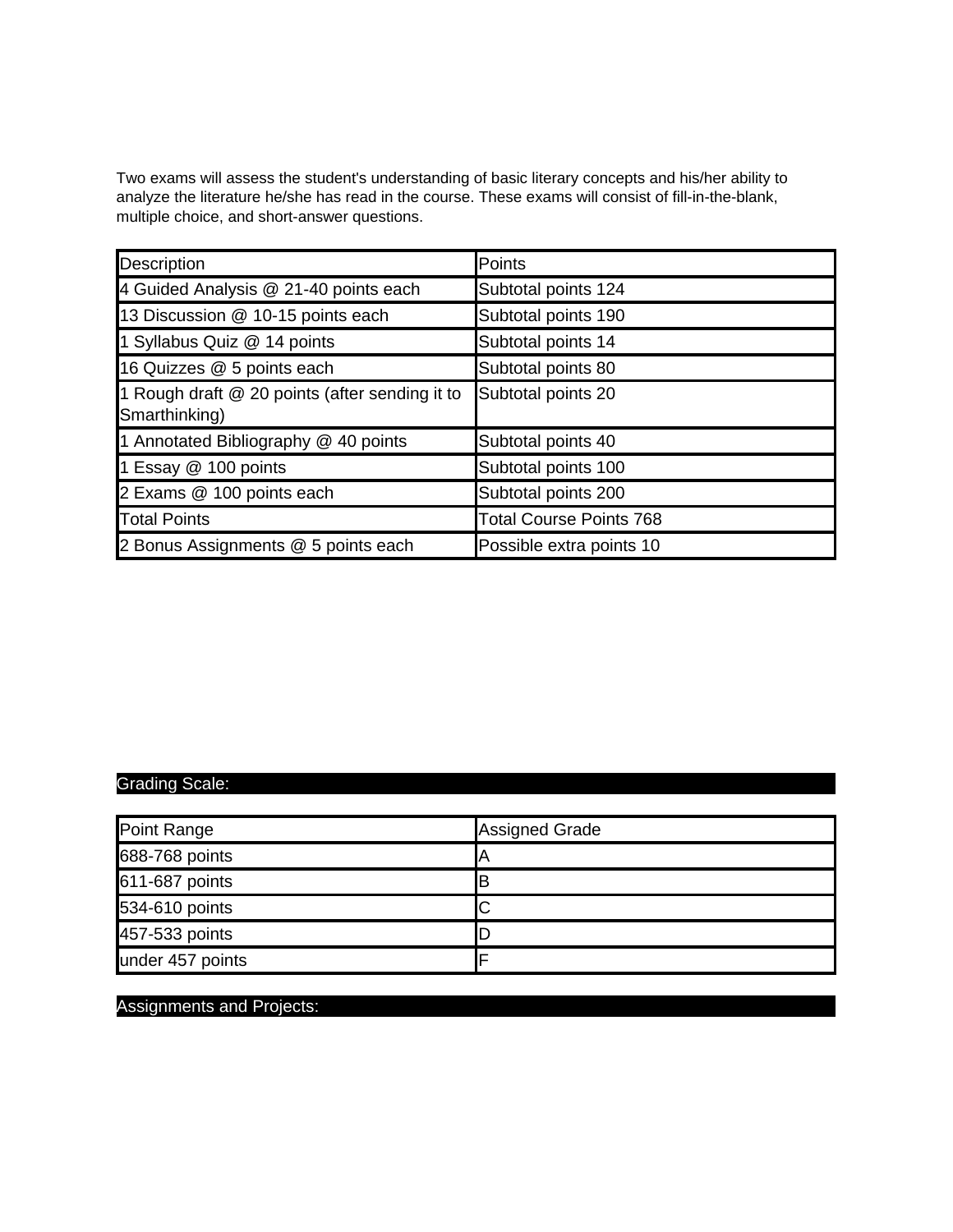Two exams will assess the student's understanding of basic literary concepts and his/her ability to analyze the literature he/she has read in the course. These exams will consist of fill-in-the-blank, multiple choice, and short-answer questions.

| Description | Points |
|---|---|
| 4 Guided Analysis @ 21-40 points each | Subtotal points 124 |
| 13 Discussion @ 10-15 points each | Subtotal points 190 |
| 1 Syllabus Quiz @ 14 points | Subtotal points 14 |
| 16 Quizzes @ 5 points each | Subtotal points 80 |
| 1 Rough draft @ 20 points (after sending it to Smarthinking) | Subtotal points 20 |
| 1 Annotated Bibliography @ 40 points | Subtotal points 40 |
| 1 Essay @ 100 points | Subtotal points 100 |
| 2 Exams @ 100 points each | Subtotal points 200 |
| Total Points | Total Course Points 768 |
| 2 Bonus Assignments @ 5 points each | Possible extra points 10 |

## Grading Scale:

| Point Range | Assigned Grade |
|---|---|
| 688-768 points | A |
| 611-687 points | B |
| 534-610 points | C |
| 457-533 points | D |
| under 457 points | F |

## Assignments and Projects: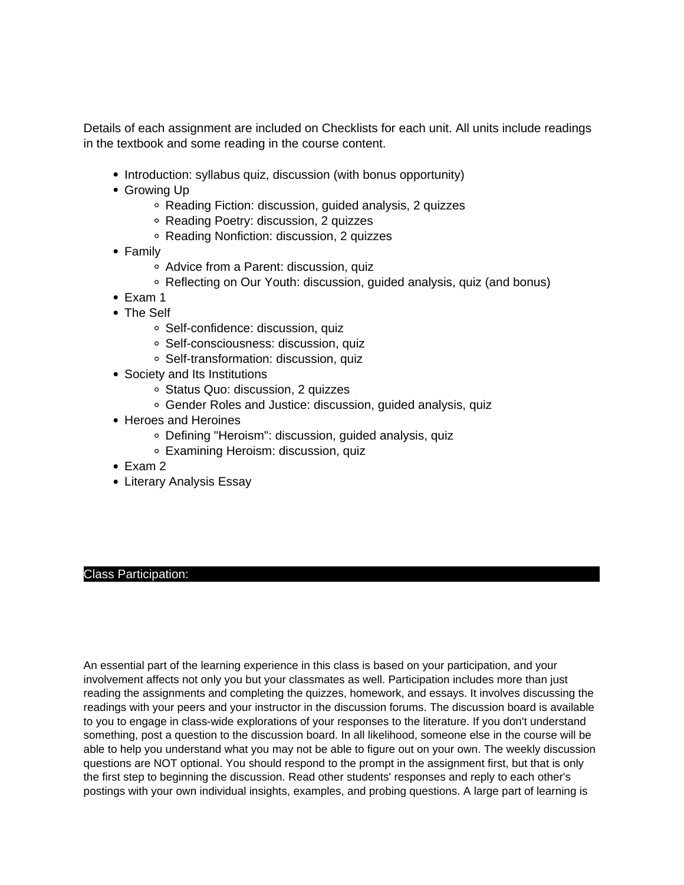Details of each assignment are included on Checklists for each unit. All units include readings in the textbook and some reading in the course content.

- Introduction: syllabus quiz, discussion (with bonus opportunity)
- Growing Up
  - Reading Fiction: discussion, guided analysis, 2 quizzes
  - Reading Poetry: discussion, 2 quizzes
  - Reading Nonfiction: discussion, 2 quizzes
- Family
  - Advice from a Parent: discussion, quiz
  - Reflecting on Our Youth: discussion, guided analysis, quiz (and bonus)
- Exam 1
- The Self
  - Self-confidence: discussion, quiz
  - Self-consciousness: discussion, quiz
  - Self-transformation: discussion, quiz
- Society and Its Institutions
  - Status Quo: discussion, 2 quizzes
  - Gender Roles and Justice: discussion, guided analysis, quiz
- Heroes and Heroines
  - Defining "Heroism": discussion, guided analysis, quiz
  - Examining Heroism: discussion, quiz
- Exam 2
- Literary Analysis Essay

## Class Participation:

An essential part of the learning experience in this class is based on your participation, and your involvement affects not only you but your classmates as well. Participation includes more than just reading the assignments and completing the quizzes, homework, and essays. It involves discussing the readings with your peers and your instructor in the discussion forums. The discussion board is available to you to engage in class-wide explorations of your responses to the literature. If you don't understand something, post a question to the discussion board. In all likelihood, someone else in the course will be able to help you understand what you may not be able to figure out on your own. The weekly discussion questions are NOT optional. You should respond to the prompt in the assignment first, but that is only the first step to beginning the discussion. Read other students' responses and reply to each other's postings with your own individual insights, examples, and probing questions. A large part of learning is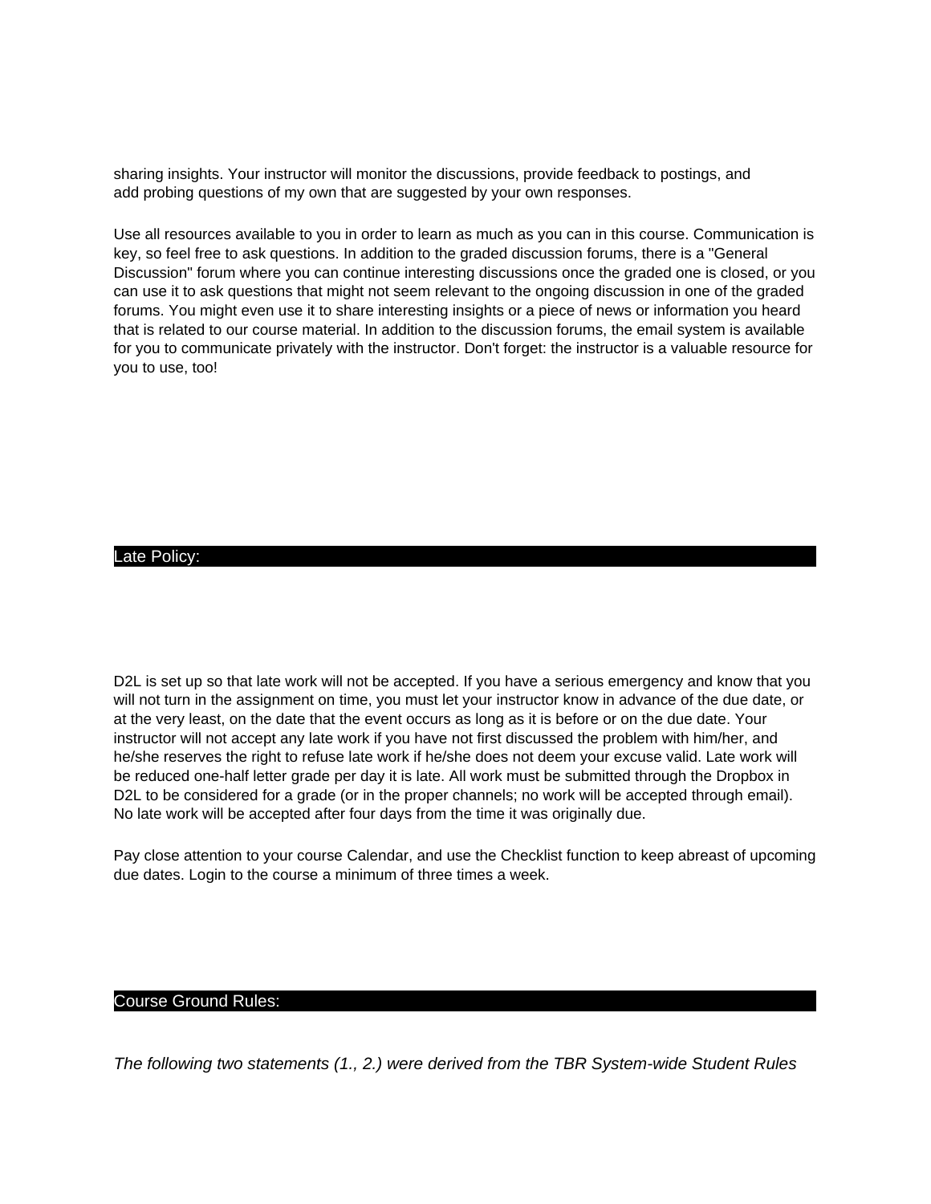sharing insights. Your instructor will monitor the discussions, provide feedback to postings, and add probing questions of my own that are suggested by your own responses.

Use all resources available to you in order to learn as much as you can in this course. Communication is key, so feel free to ask questions. In addition to the graded discussion forums, there is a "General Discussion" forum where you can continue interesting discussions once the graded one is closed, or you can use it to ask questions that might not seem relevant to the ongoing discussion in one of the graded forums. You might even use it to share interesting insights or a piece of news or information you heard that is related to our course material. In addition to the discussion forums, the email system is available for you to communicate privately with the instructor. Don't forget: the instructor is a valuable resource for you to use, too!

## Late Policy:

D2L is set up so that late work will not be accepted. If you have a serious emergency and know that you will not turn in the assignment on time, you must let your instructor know in advance of the due date, or at the very least, on the date that the event occurs as long as it is before or on the due date. Your instructor will not accept any late work if you have not first discussed the problem with him/her, and he/she reserves the right to refuse late work if he/she does not deem your excuse valid. Late work will be reduced one-half letter grade per day it is late. All work must be submitted through the Dropbox in D2L to be considered for a grade (or in the proper channels; no work will be accepted through email). No late work will be accepted after four days from the time it was originally due.

Pay close attention to your course Calendar, and use the Checklist function to keep abreast of upcoming due dates. Login to the course a minimum of three times a week.

## Course Ground Rules:

*The following two statements (1., 2.) were derived from the TBR System-wide Student Rules*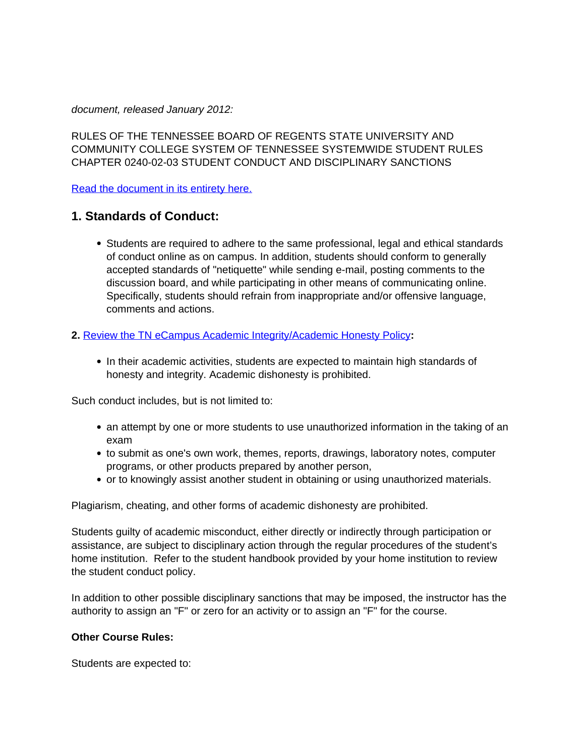*document, released January 2012:*

RULES OF THE TENNESSEE BOARD OF REGENTS STATE UNIVERSITY AND COMMUNITY COLLEGE SYSTEM OF TENNESSEE SYSTEMWIDE STUDENT RULES CHAPTER 0240-02-03 STUDENT CONDUCT AND DISCIPLINARY SANCTIONS

Read the document in its entirety here.

## 1. Standards of Conduct:

- Students are required to adhere to the same professional, legal and ethical standards of conduct online as on campus. In addition, students should conform to generally accepted standards of "netiquette" while sending e-mail, posting comments to the discussion board, and while participating in other means of communicating online. Specifically, students should refrain from inappropriate and/or offensive language, comments and actions.

**2.** Review the TN eCampus Academic Integrity/Academic Honesty Policy**:**

- In their academic activities, students are expected to maintain high standards of honesty and integrity. Academic dishonesty is prohibited.

Such conduct includes, but is not limited to:

- an attempt by one or more students to use unauthorized information in the taking of an exam
- to submit as one's own work, themes, reports, drawings, laboratory notes, computer programs, or other products prepared by another person,
- or to knowingly assist another student in obtaining or using unauthorized materials.

Plagiarism, cheating, and other forms of academic dishonesty are prohibited.

Students guilty of academic misconduct, either directly or indirectly through participation or assistance, are subject to disciplinary action through the regular procedures of the student's home institution. Refer to the student handbook provided by your home institution to review the student conduct policy.

In addition to other possible disciplinary sanctions that may be imposed, the instructor has the authority to assign an "F" or zero for an activity or to assign an "F" for the course.

**Other Course Rules:**

Students are expected to: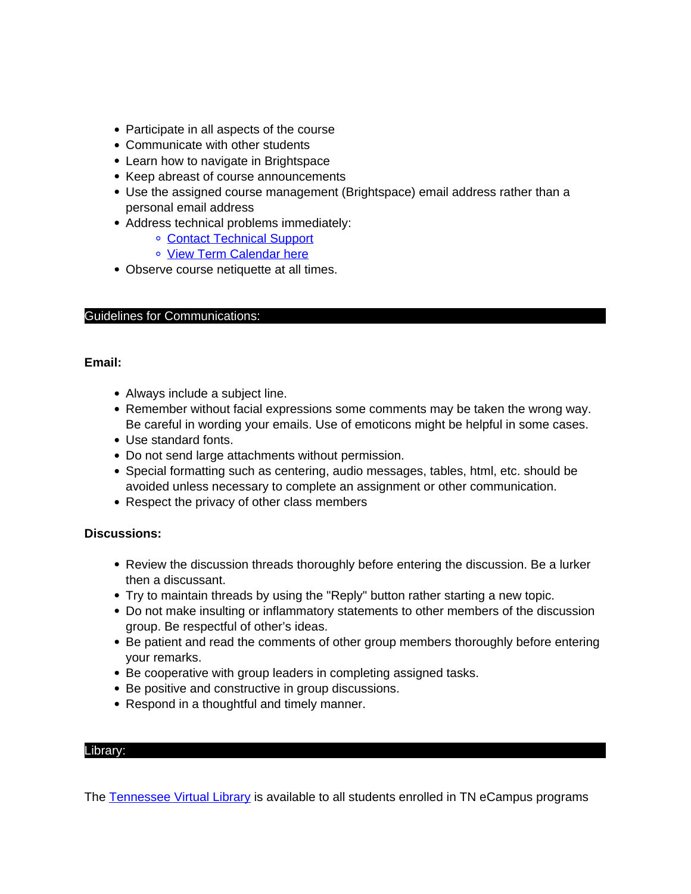- Participate in all aspects of the course
- Communicate with other students
- Learn how to navigate in Brightspace
- Keep abreast of course announcements
- Use the assigned course management (Brightspace) email address rather than a personal email address
- Address technical problems immediately:
    - Contact Technical Support
    - View Term Calendar here
- Observe course netiquette at all times.

## Guidelines for Communications:

**Email:**

- Always include a subject line.
- Remember without facial expressions some comments may be taken the wrong way. Be careful in wording your emails. Use of emoticons might be helpful in some cases.
- Use standard fonts.
- Do not send large attachments without permission.
- Special formatting such as centering, audio messages, tables, html, etc. should be avoided unless necessary to complete an assignment or other communication.
- Respect the privacy of other class members

**Discussions:**

- Review the discussion threads thoroughly before entering the discussion. Be a lurker then a discussant.
- Try to maintain threads by using the "Reply" button rather starting a new topic.
- Do not make insulting or inflammatory statements to other members of the discussion group. Be respectful of other's ideas.
- Be patient and read the comments of other group members thoroughly before entering your remarks.
- Be cooperative with group leaders in completing assigned tasks.
- Be positive and constructive in group discussions.
- Respond in a thoughtful and timely manner.

## Library:

The Tennessee Virtual Library is available to all students enrolled in TN eCampus programs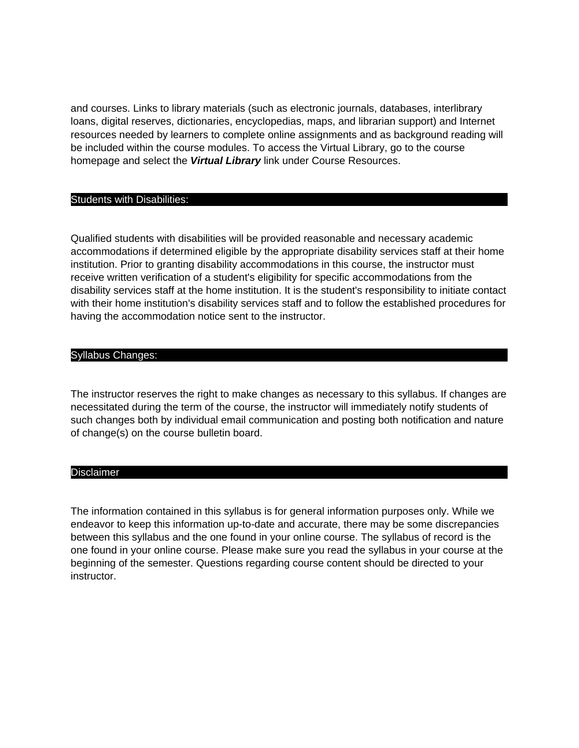and courses. Links to library materials (such as electronic journals, databases, interlibrary loans, digital reserves, dictionaries, encyclopedias, maps, and librarian support) and Internet resources needed by learners to complete online assignments and as background reading will be included within the course modules. To access the Virtual Library, go to the course homepage and select the ***Virtual Library*** link under Course Resources.

## Students with Disabilities:

Qualified students with disabilities will be provided reasonable and necessary academic accommodations if determined eligible by the appropriate disability services staff at their home institution. Prior to granting disability accommodations in this course, the instructor must receive written verification of a student's eligibility for specific accommodations from the disability services staff at the home institution. It is the student's responsibility to initiate contact with their home institution's disability services staff and to follow the established procedures for having the accommodation notice sent to the instructor.

## Syllabus Changes:

The instructor reserves the right to make changes as necessary to this syllabus. If changes are necessitated during the term of the course, the instructor will immediately notify students of such changes both by individual email communication and posting both notification and nature of change(s) on the course bulletin board.

## Disclaimer

The information contained in this syllabus is for general information purposes only. While we endeavor to keep this information up-to-date and accurate, there may be some discrepancies between this syllabus and the one found in your online course. The syllabus of record is the one found in your online course. Please make sure you read the syllabus in your course at the beginning of the semester. Questions regarding course content should be directed to your instructor.